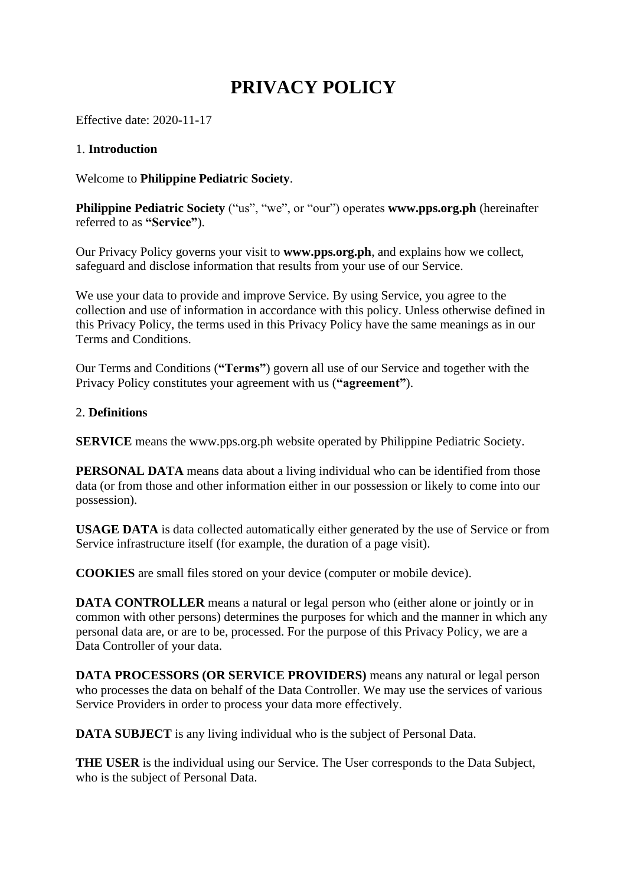# PRIVACY POLICY

Effective date: 2020-11-17

1. **Introduction**

Welcome to **Philippine Pediatric Society**.

**Philippine Pediatric Society** ("us", "we", or "our") operates **www.pps.org.ph** (hereinafter referred to as **"Service"**).

Our Privacy Policy governs your visit to **www.pps.org.ph**, and explains how we collect, safeguard and disclose information that results from your use of our Service.

We use your data to provide and improve Service. By using Service, you agree to the collection and use of information in accordance with this policy. Unless otherwise defined in this Privacy Policy, the terms used in this Privacy Policy have the same meanings as in our Terms and Conditions.

Our Terms and Conditions (**"Terms"**) govern all use of our Service and together with the Privacy Policy constitutes your agreement with us (**"agreement"**).

2. **Definitions**

**SERVICE** means the www.pps.org.ph website operated by Philippine Pediatric Society.

**PERSONAL DATA** means data about a living individual who can be identified from those data (or from those and other information either in our possession or likely to come into our possession).

**USAGE DATA** is data collected automatically either generated by the use of Service or from Service infrastructure itself (for example, the duration of a page visit).

**COOKIES** are small files stored on your device (computer or mobile device).

**DATA CONTROLLER** means a natural or legal person who (either alone or jointly or in common with other persons) determines the purposes for which and the manner in which any personal data are, or are to be, processed. For the purpose of this Privacy Policy, we are a Data Controller of your data.

**DATA PROCESSORS (OR SERVICE PROVIDERS)** means any natural or legal person who processes the data on behalf of the Data Controller. We may use the services of various Service Providers in order to process your data more effectively.

**DATA SUBJECT** is any living individual who is the subject of Personal Data.

**THE USER** is the individual using our Service. The User corresponds to the Data Subject, who is the subject of Personal Data.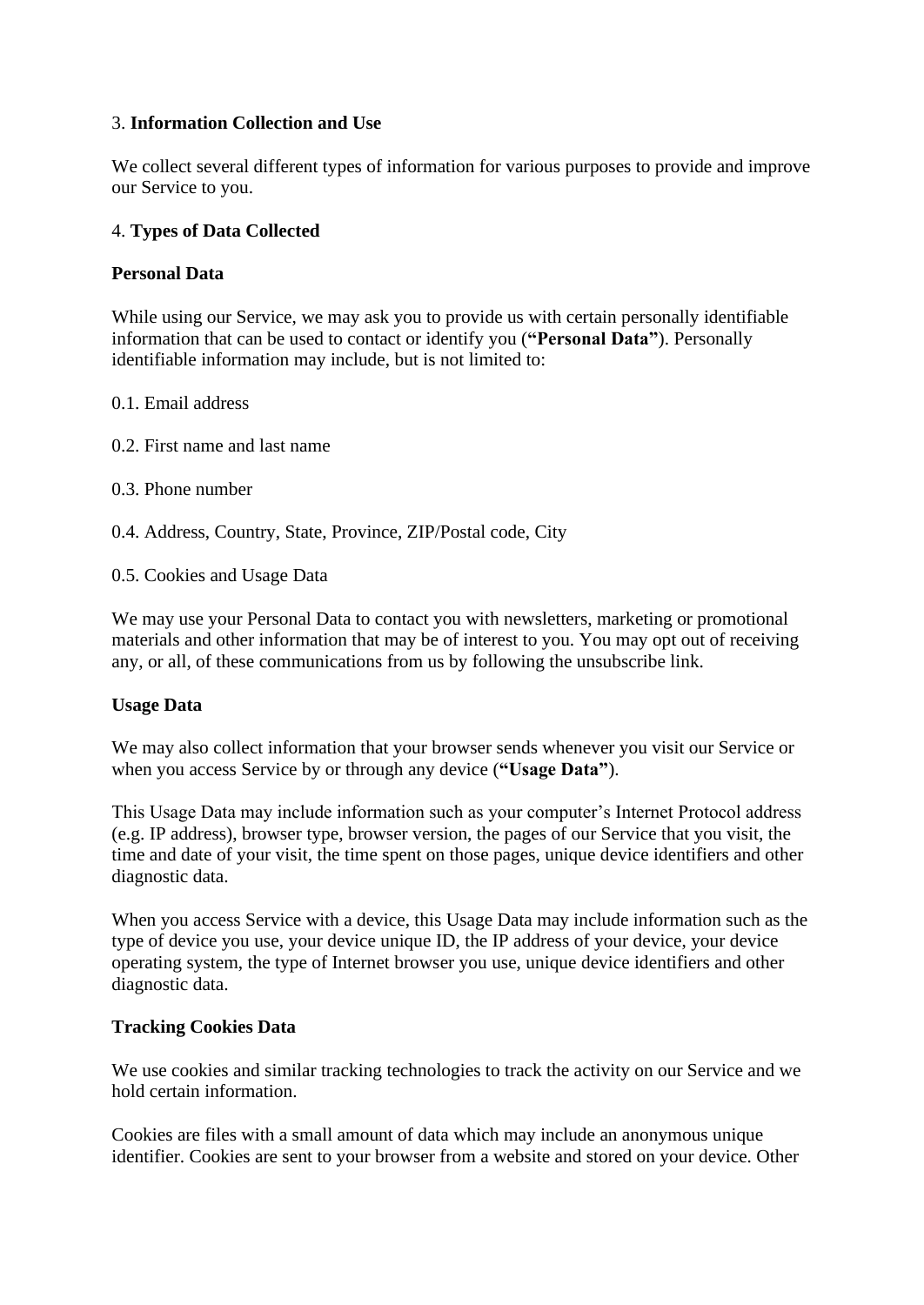3. **Information Collection and Use**

We collect several different types of information for various purposes to provide and improve our Service to you.

4. **Types of Data Collected**

**Personal Data**

While using our Service, we may ask you to provide us with certain personally identifiable information that can be used to contact or identify you (**"Personal Data"**). Personally identifiable information may include, but is not limited to:

0.1. Email address

0.2. First name and last name

0.3. Phone number

0.4. Address, Country, State, Province, ZIP/Postal code, City

0.5. Cookies and Usage Data

We may use your Personal Data to contact you with newsletters, marketing or promotional materials and other information that may be of interest to you. You may opt out of receiving any, or all, of these communications from us by following the unsubscribe link.

**Usage Data**

We may also collect information that your browser sends whenever you visit our Service or when you access Service by or through any device (**"Usage Data"**).

This Usage Data may include information such as your computer's Internet Protocol address (e.g. IP address), browser type, browser version, the pages of our Service that you visit, the time and date of your visit, the time spent on those pages, unique device identifiers and other diagnostic data.

When you access Service with a device, this Usage Data may include information such as the type of device you use, your device unique ID, the IP address of your device, your device operating system, the type of Internet browser you use, unique device identifiers and other diagnostic data.

**Tracking Cookies Data**

We use cookies and similar tracking technologies to track the activity on our Service and we hold certain information.

Cookies are files with a small amount of data which may include an anonymous unique identifier. Cookies are sent to your browser from a website and stored on your device. Other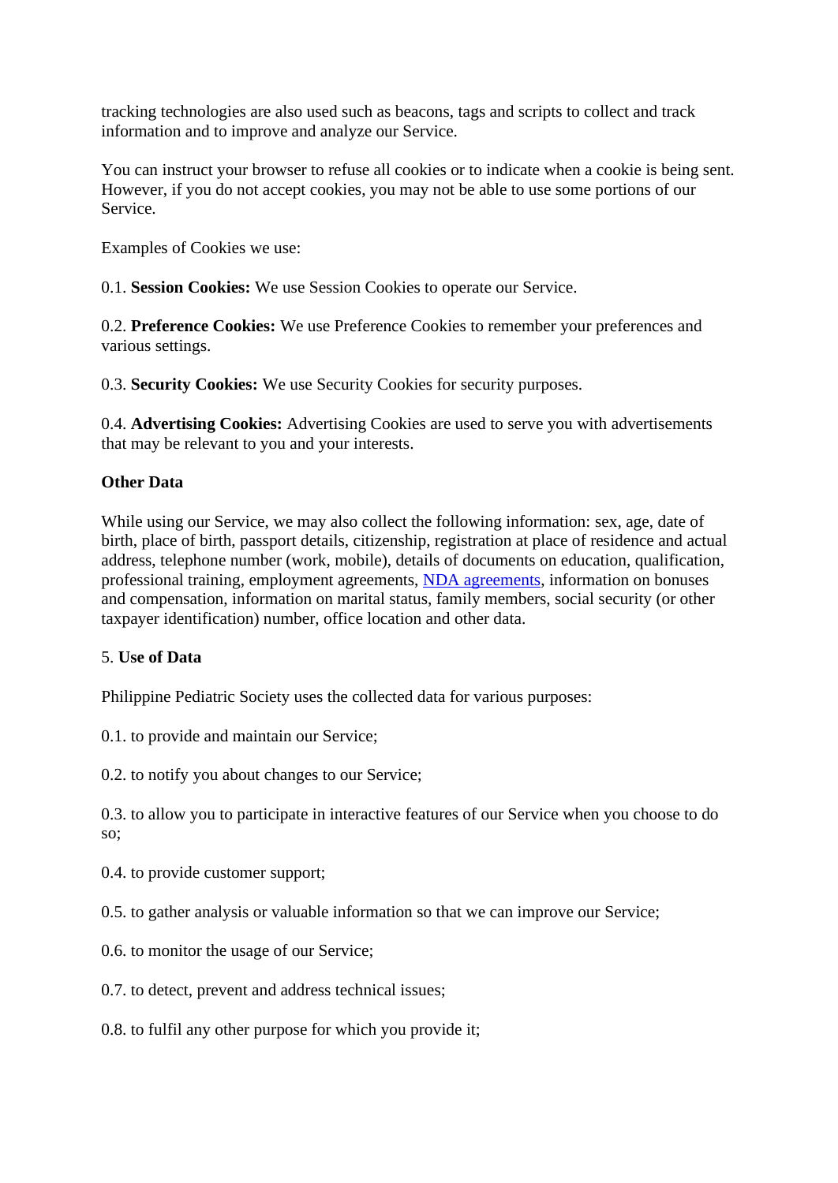tracking technologies are also used such as beacons, tags and scripts to collect and track information and to improve and analyze our Service.

You can instruct your browser to refuse all cookies or to indicate when a cookie is being sent. However, if you do not accept cookies, you may not be able to use some portions of our Service.

Examples of Cookies we use:

0.1. **Session Cookies:** We use Session Cookies to operate our Service.

0.2. **Preference Cookies:** We use Preference Cookies to remember your preferences and various settings.

0.3. **Security Cookies:** We use Security Cookies for security purposes.

0.4. **Advertising Cookies:** Advertising Cookies are used to serve you with advertisements that may be relevant to you and your interests.

**Other Data**

While using our Service, we may also collect the following information: sex, age, date of birth, place of birth, passport details, citizenship, registration at place of residence and actual address, telephone number (work, mobile), details of documents on education, qualification, professional training, employment agreements, NDA agreements, information on bonuses and compensation, information on marital status, family members, social security (or other taxpayer identification) number, office location and other data.

5. **Use of Data**

Philippine Pediatric Society uses the collected data for various purposes:

0.1. to provide and maintain our Service;

0.2. to notify you about changes to our Service;

0.3. to allow you to participate in interactive features of our Service when you choose to do so;

0.4. to provide customer support;

0.5. to gather analysis or valuable information so that we can improve our Service;

0.6. to monitor the usage of our Service;

0.7. to detect, prevent and address technical issues;

0.8. to fulfil any other purpose for which you provide it;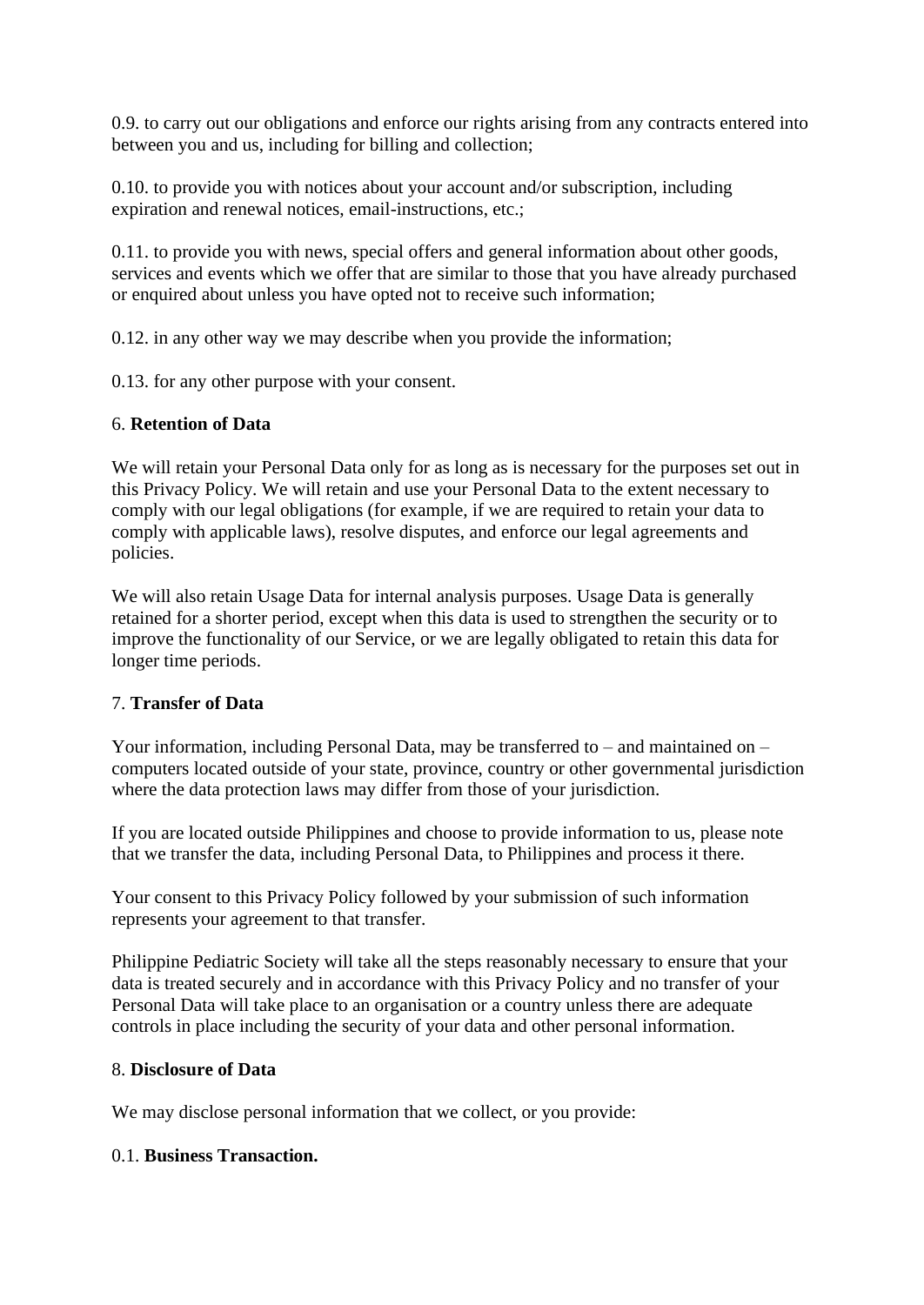0.9. to carry out our obligations and enforce our rights arising from any contracts entered into between you and us, including for billing and collection;

0.10. to provide you with notices about your account and/or subscription, including expiration and renewal notices, email-instructions, etc.;

0.11. to provide you with news, special offers and general information about other goods, services and events which we offer that are similar to those that you have already purchased or enquired about unless you have opted not to receive such information;

0.12. in any other way we may describe when you provide the information;

0.13. for any other purpose with your consent.

6. **Retention of Data**

We will retain your Personal Data only for as long as is necessary for the purposes set out in this Privacy Policy. We will retain and use your Personal Data to the extent necessary to comply with our legal obligations (for example, if we are required to retain your data to comply with applicable laws), resolve disputes, and enforce our legal agreements and policies.

We will also retain Usage Data for internal analysis purposes. Usage Data is generally retained for a shorter period, except when this data is used to strengthen the security or to improve the functionality of our Service, or we are legally obligated to retain this data for longer time periods.

7. **Transfer of Data**

Your information, including Personal Data, may be transferred to – and maintained on – computers located outside of your state, province, country or other governmental jurisdiction where the data protection laws may differ from those of your jurisdiction.

If you are located outside Philippines and choose to provide information to us, please note that we transfer the data, including Personal Data, to Philippines and process it there.

Your consent to this Privacy Policy followed by your submission of such information represents your agreement to that transfer.

Philippine Pediatric Society will take all the steps reasonably necessary to ensure that your data is treated securely and in accordance with this Privacy Policy and no transfer of your Personal Data will take place to an organisation or a country unless there are adequate controls in place including the security of your data and other personal information.

8. **Disclosure of Data**

We may disclose personal information that we collect, or you provide:

0.1. **Business Transaction.**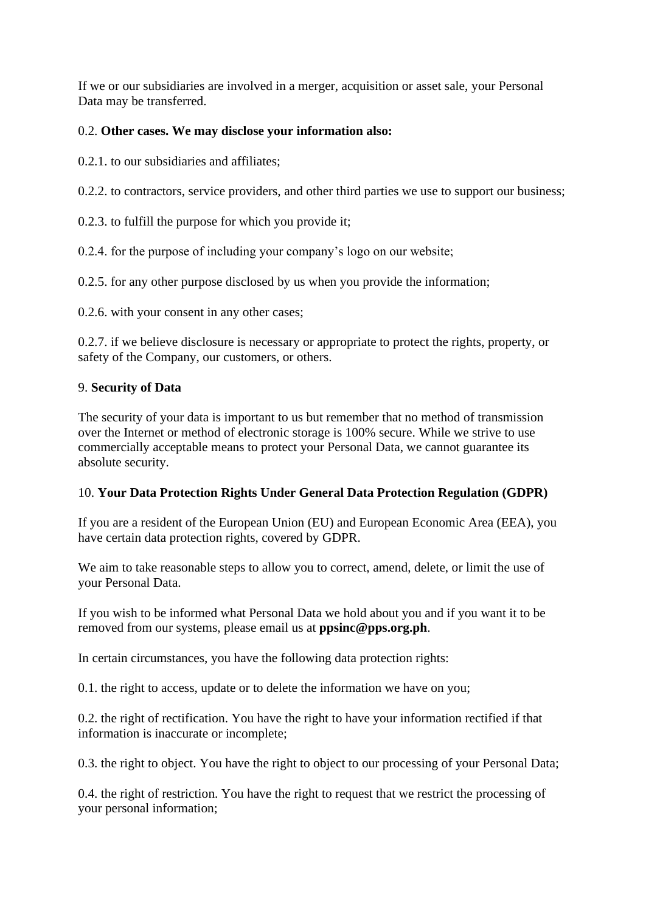If we or our subsidiaries are involved in a merger, acquisition or asset sale, your Personal Data may be transferred.

0.2. **Other cases. We may disclose your information also:**

0.2.1. to our subsidiaries and affiliates;

0.2.2. to contractors, service providers, and other third parties we use to support our business;

0.2.3. to fulfill the purpose for which you provide it;

0.2.4. for the purpose of including your company's logo on our website;

0.2.5. for any other purpose disclosed by us when you provide the information;

0.2.6. with your consent in any other cases;

0.2.7. if we believe disclosure is necessary or appropriate to protect the rights, property, or safety of the Company, our customers, or others.

9. **Security of Data**

The security of your data is important to us but remember that no method of transmission over the Internet or method of electronic storage is 100% secure. While we strive to use commercially acceptable means to protect your Personal Data, we cannot guarantee its absolute security.

10. **Your Data Protection Rights Under General Data Protection Regulation (GDPR)**

If you are a resident of the European Union (EU) and European Economic Area (EEA), you have certain data protection rights, covered by GDPR.

We aim to take reasonable steps to allow you to correct, amend, delete, or limit the use of your Personal Data.

If you wish to be informed what Personal Data we hold about you and if you want it to be removed from our systems, please email us at **ppsinc@pps.org.ph**.

In certain circumstances, you have the following data protection rights:

0.1. the right to access, update or to delete the information we have on you;

0.2. the right of rectification. You have the right to have your information rectified if that information is inaccurate or incomplete;

0.3. the right to object. You have the right to object to our processing of your Personal Data;

0.4. the right of restriction. You have the right to request that we restrict the processing of your personal information;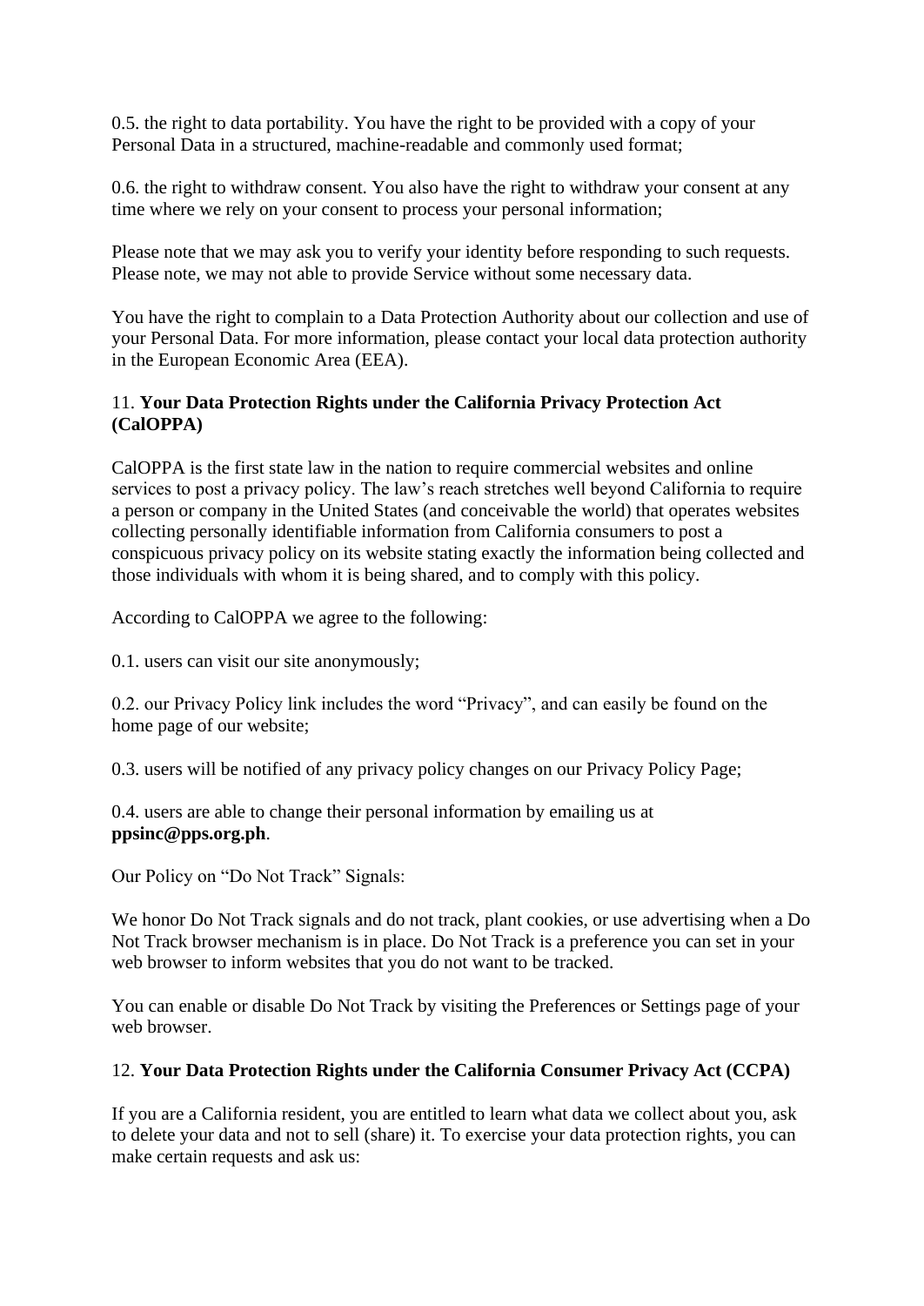0.5. the right to data portability. You have the right to be provided with a copy of your Personal Data in a structured, machine-readable and commonly used format;

0.6. the right to withdraw consent. You also have the right to withdraw your consent at any time where we rely on your consent to process your personal information;

Please note that we may ask you to verify your identity before responding to such requests. Please note, we may not able to provide Service without some necessary data.

You have the right to complain to a Data Protection Authority about our collection and use of your Personal Data. For more information, please contact your local data protection authority in the European Economic Area (EEA).

## 11. **Your Data Protection Rights under the California Privacy Protection Act (CalOPPA)**

CalOPPA is the first state law in the nation to require commercial websites and online services to post a privacy policy. The law's reach stretches well beyond California to require a person or company in the United States (and conceivable the world) that operates websites collecting personally identifiable information from California consumers to post a conspicuous privacy policy on its website stating exactly the information being collected and those individuals with whom it is being shared, and to comply with this policy.

According to CalOPPA we agree to the following:

0.1. users can visit our site anonymously;

0.2. our Privacy Policy link includes the word "Privacy", and can easily be found on the home page of our website;

0.3. users will be notified of any privacy policy changes on our Privacy Policy Page;

0.4. users are able to change their personal information by emailing us at **ppsinc@pps.org.ph**.

Our Policy on "Do Not Track" Signals:

We honor Do Not Track signals and do not track, plant cookies, or use advertising when a Do Not Track browser mechanism is in place. Do Not Track is a preference you can set in your web browser to inform websites that you do not want to be tracked.

You can enable or disable Do Not Track by visiting the Preferences or Settings page of your web browser.

## 12. **Your Data Protection Rights under the California Consumer Privacy Act (CCPA)**

If you are a California resident, you are entitled to learn what data we collect about you, ask to delete your data and not to sell (share) it. To exercise your data protection rights, you can make certain requests and ask us: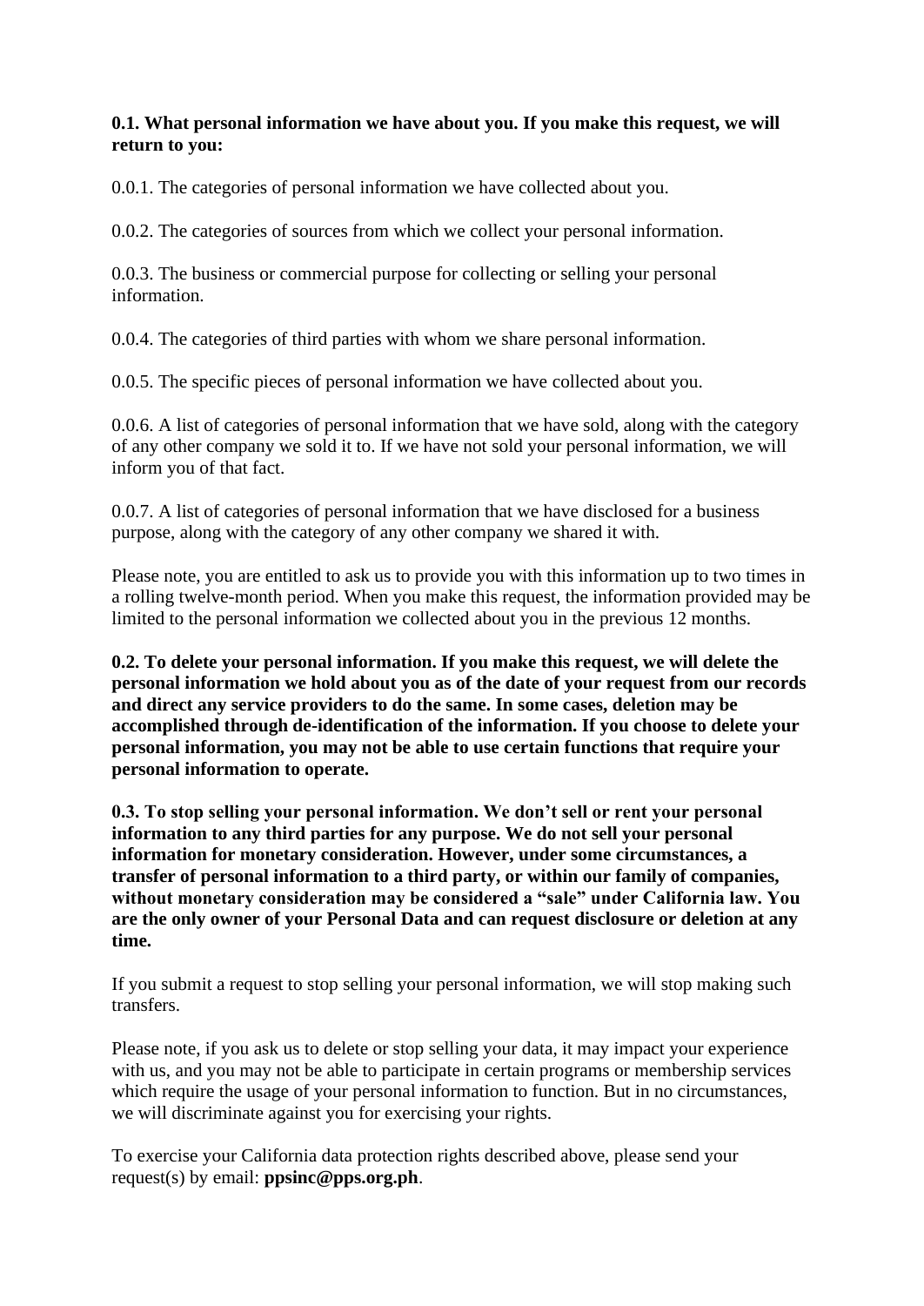**0.1. What personal information we have about you. If you make this request, we will return to you:**

0.0.1. The categories of personal information we have collected about you.

0.0.2. The categories of sources from which we collect your personal information.

0.0.3. The business or commercial purpose for collecting or selling your personal information.

0.0.4. The categories of third parties with whom we share personal information.

0.0.5. The specific pieces of personal information we have collected about you.

0.0.6. A list of categories of personal information that we have sold, along with the category of any other company we sold it to. If we have not sold your personal information, we will inform you of that fact.

0.0.7. A list of categories of personal information that we have disclosed for a business purpose, along with the category of any other company we shared it with.

Please note, you are entitled to ask us to provide you with this information up to two times in a rolling twelve-month period. When you make this request, the information provided may be limited to the personal information we collected about you in the previous 12 months.

**0.2. To delete your personal information. If you make this request, we will delete the personal information we hold about you as of the date of your request from our records and direct any service providers to do the same. In some cases, deletion may be accomplished through de-identification of the information. If you choose to delete your personal information, you may not be able to use certain functions that require your personal information to operate.**

**0.3. To stop selling your personal information. We don't sell or rent your personal information to any third parties for any purpose. We do not sell your personal information for monetary consideration. However, under some circumstances, a transfer of personal information to a third party, or within our family of companies, without monetary consideration may be considered a "sale" under California law. You are the only owner of your Personal Data and can request disclosure or deletion at any time.**

If you submit a request to stop selling your personal information, we will stop making such transfers.

Please note, if you ask us to delete or stop selling your data, it may impact your experience with us, and you may not be able to participate in certain programs or membership services which require the usage of your personal information to function. But in no circumstances, we will discriminate against you for exercising your rights.

To exercise your California data protection rights described above, please send your request(s) by email: **ppsinc@pps.org.ph**.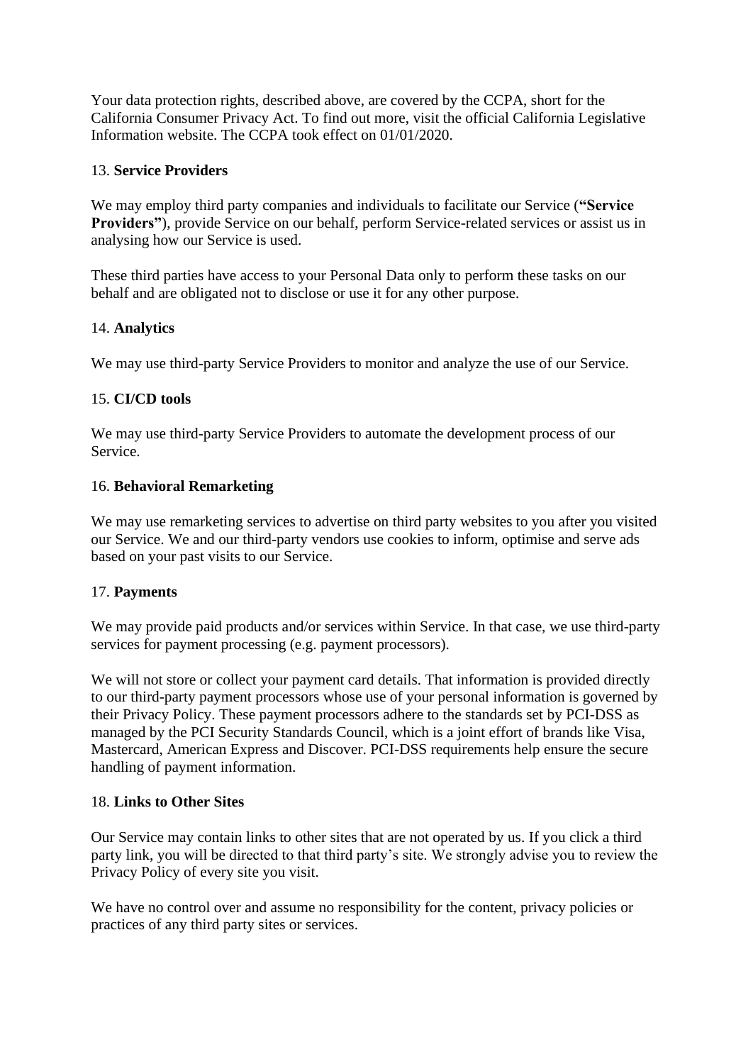Your data protection rights, described above, are covered by the CCPA, short for the California Consumer Privacy Act. To find out more, visit the official California Legislative Information website. The CCPA took effect on 01/01/2020.

13. **Service Providers**

We may employ third party companies and individuals to facilitate our Service (**"Service Providers"**), provide Service on our behalf, perform Service-related services or assist us in analysing how our Service is used.

These third parties have access to your Personal Data only to perform these tasks on our behalf and are obligated not to disclose or use it for any other purpose.

14. **Analytics**

We may use third-party Service Providers to monitor and analyze the use of our Service.

15. **CI/CD tools**

We may use third-party Service Providers to automate the development process of our Service.

16. **Behavioral Remarketing**

We may use remarketing services to advertise on third party websites to you after you visited our Service. We and our third-party vendors use cookies to inform, optimise and serve ads based on your past visits to our Service.

17. **Payments**

We may provide paid products and/or services within Service. In that case, we use third-party services for payment processing (e.g. payment processors).

We will not store or collect your payment card details. That information is provided directly to our third-party payment processors whose use of your personal information is governed by their Privacy Policy. These payment processors adhere to the standards set by PCI-DSS as managed by the PCI Security Standards Council, which is a joint effort of brands like Visa, Mastercard, American Express and Discover. PCI-DSS requirements help ensure the secure handling of payment information.

18. **Links to Other Sites**

Our Service may contain links to other sites that are not operated by us. If you click a third party link, you will be directed to that third party's site. We strongly advise you to review the Privacy Policy of every site you visit.

We have no control over and assume no responsibility for the content, privacy policies or practices of any third party sites or services.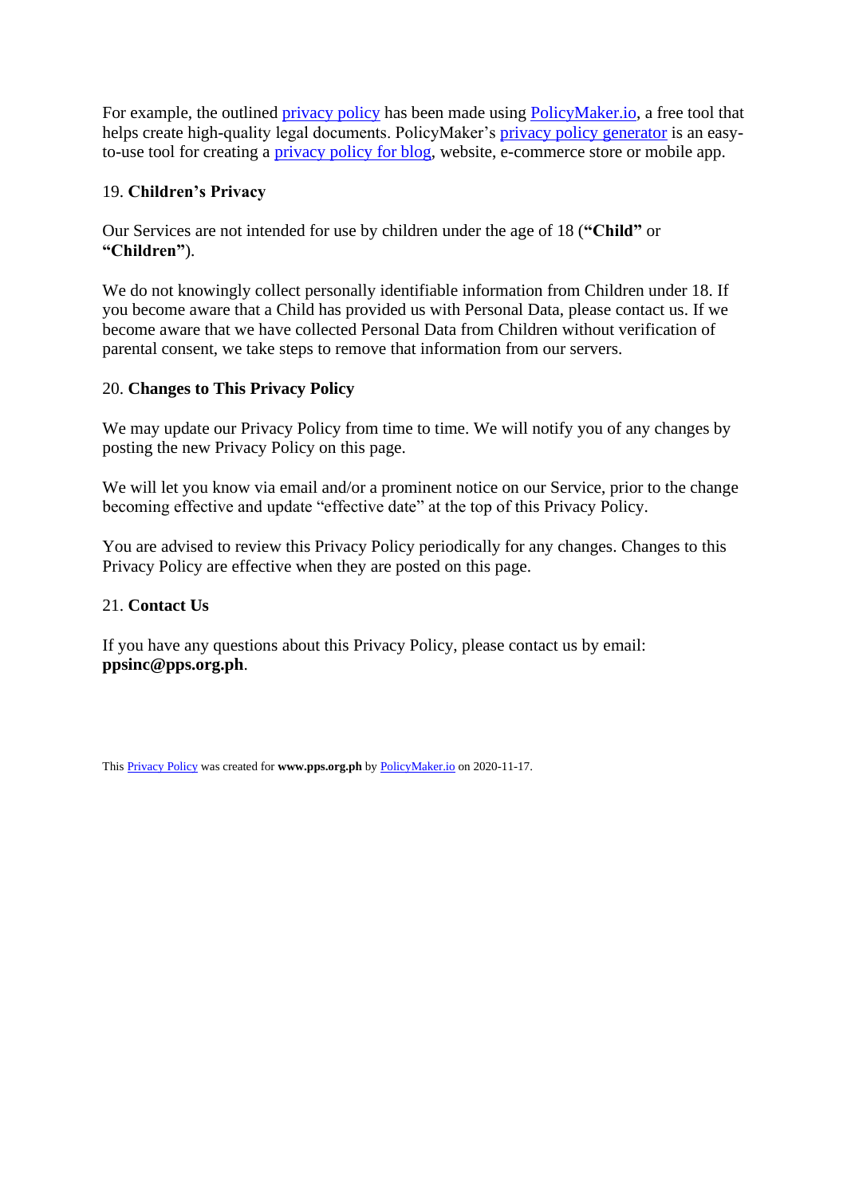For example, the outlined privacy policy has been made using PolicyMaker.io, a free tool that helps create high-quality legal documents. PolicyMaker's privacy policy generator is an easy-to-use tool for creating a privacy policy for blog, website, e-commerce store or mobile app.

## 19. **Children's Privacy**

Our Services are not intended for use by children under the age of 18 (**"Child"** or **"Children"**).

We do not knowingly collect personally identifiable information from Children under 18. If you become aware that a Child has provided us with Personal Data, please contact us. If we become aware that we have collected Personal Data from Children without verification of parental consent, we take steps to remove that information from our servers.

## 20. **Changes to This Privacy Policy**

We may update our Privacy Policy from time to time. We will notify you of any changes by posting the new Privacy Policy on this page.

We will let you know via email and/or a prominent notice on our Service, prior to the change becoming effective and update "effective date" at the top of this Privacy Policy.

You are advised to review this Privacy Policy periodically for any changes. Changes to this Privacy Policy are effective when they are posted on this page.

## 21. **Contact Us**

If you have any questions about this Privacy Policy, please contact us by email: **ppsinc@pps.org.ph**.

This Privacy Policy was created for **www.pps.org.ph** by PolicyMaker.io on 2020-11-17.